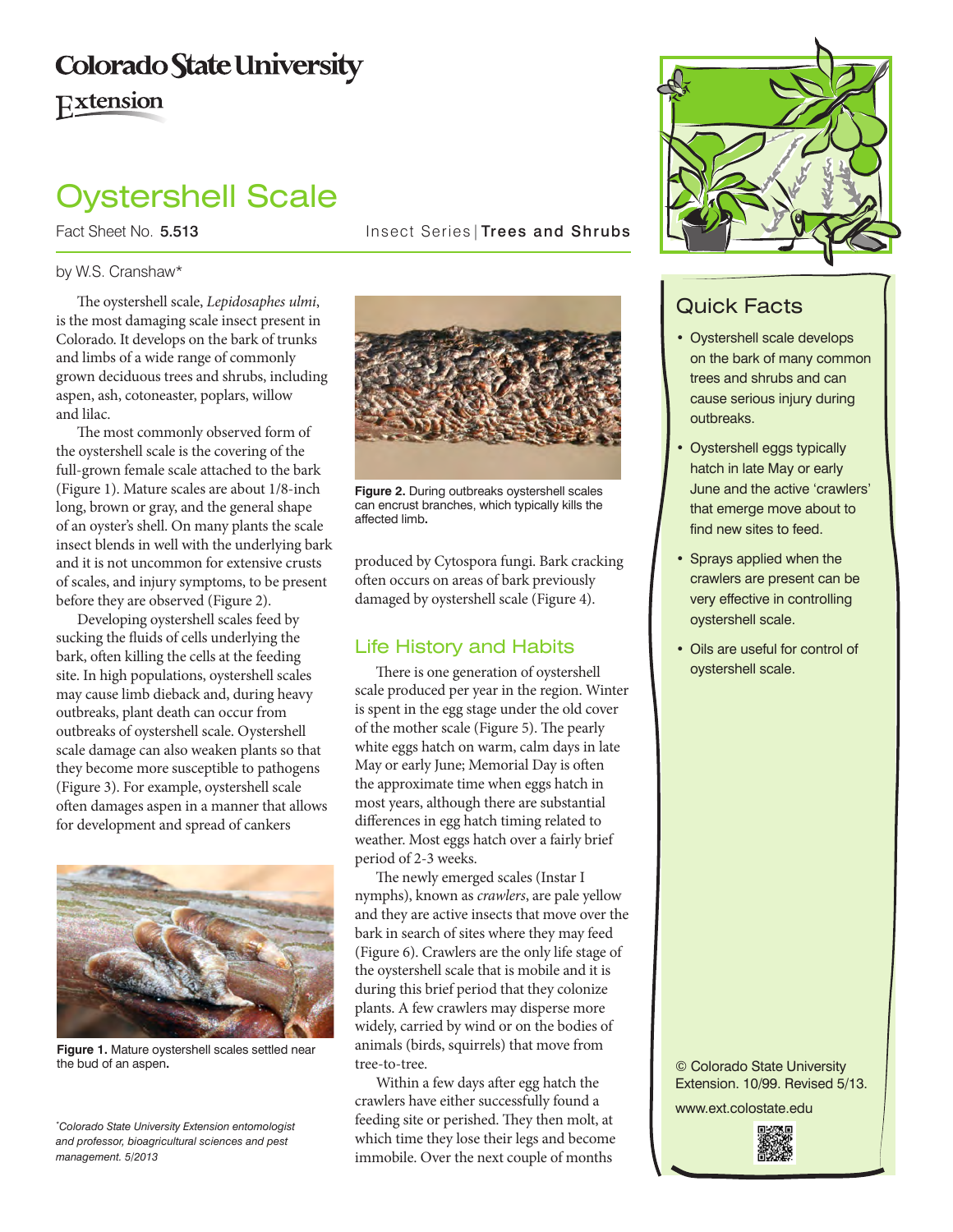Colorado State University

Extension

# Oystershell Scale

Fact Sheet No. **5.513** Insect Series | **Trees and Shrubs**

by W.S. Cranshaw*

The oystershell scale, *Lepidosaphes ulmi*, is the most damaging scale insect present in Colorado. It develops on the bark of trunks and limbs of a wide range of commonly grown deciduous trees and shrubs, including aspen, ash, cotoneaster, poplars, willow and lilac.

The most commonly observed form of the oystershell scale is the covering of the full-grown female scale attached to the bark (Figure 1). Mature scales are about 1/8-inch long, brown or gray, and the general shape of an oyster's shell. On many plants the scale insect blends in well with the underlying bark and it is not uncommon for extensive crusts of scales, and injury symptoms, to be present before they are observed (Figure 2).

Developing oystershell scales feed by sucking the fluids of cells underlying the bark, often killing the cells at the feeding site. In high populations, oystershell scales may cause limb dieback and, during heavy outbreaks, plant death can occur from outbreaks of oystershell scale. Oystershell scale damage can also weaken plants so that they become more susceptible to pathogens (Figure 3). For example, oystershell scale often damages aspen in a manner that allows for development and spread of cankers produced by Cytospora fungi. Bark cracking often occurs on areas of bark previously damaged by oystershell scale (Figure 4).

**Figure 1.** Mature oystershell scales settled near the bud of an aspen.

**Figure 2.** During outbreaks oystershell scales can encrust branches, which typically kills the affected limb.

## Life History and Habits

There is one generation of oystershell scale produced per year in the region. Winter is spent in the egg stage under the old cover of the mother scale (Figure 5). The pearly white eggs hatch on warm, calm days in late May or early June; Memorial Day is often the approximate time when eggs hatch in most years, although there are substantial differences in egg hatch timing related to weather. Most eggs hatch over a fairly brief period of 2-3 weeks.

The newly emerged scales (Instar I nymphs), known as *crawlers*, are pale yellow and they are active insects that move over the bark in search of sites where they may feed (Figure 6). Crawlers are the only life stage of the oystershell scale that is mobile and it is during this brief period that they colonize plants. A few crawlers may disperse more widely, carried by wind or on the bodies of animals (birds, squirrels) that move from tree-to-tree.

Within a few days after egg hatch the crawlers have either successfully found a feeding site or perished. They then molt, at which time they lose their legs and become immobile. Over the next couple of months

## Quick Facts

- Oystershell scale develops on the bark of many common trees and shrubs and can cause serious injury during outbreaks.
- Oystershell eggs typically hatch in late May or early June and the active 'crawlers' that emerge move about to find new sites to feed.
- Sprays applied when the crawlers are present can be very effective in controlling oystershell scale.
- Oils are useful for control of oystershell scale.

© Colorado State University Extension. 10/99. Revised 5/13.

www.ext.colostate.edu

*Colorado State University Extension entomologist and professor, bioagricultural sciences and pest management. 5/2013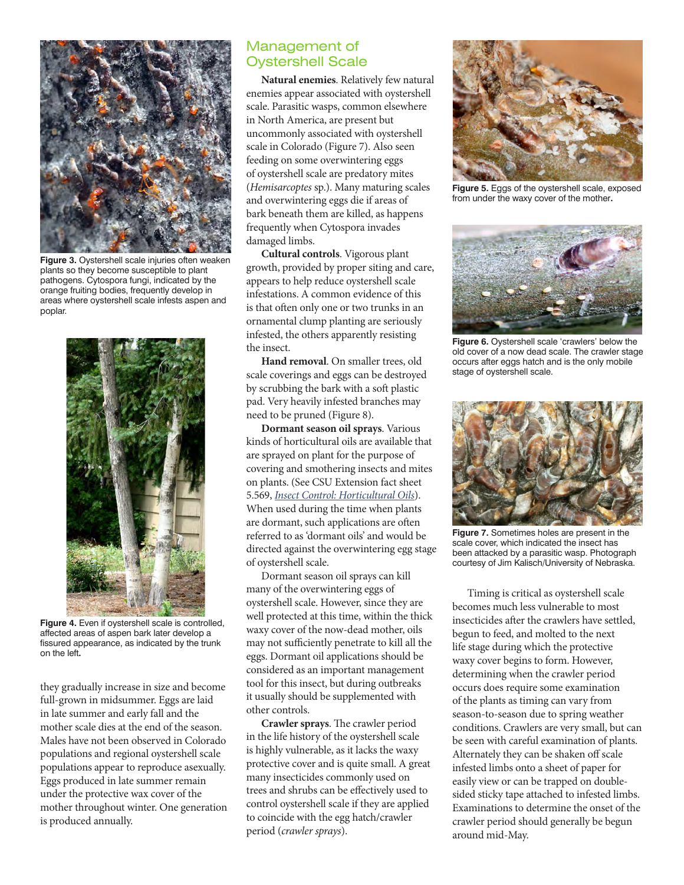Figure 3. Oystershell scale injuries often weaken plants so they become susceptible to plant pathogens. Cytospora fungi, indicated by the orange fruiting bodies, frequently develop in areas where oystershell scale infests aspen and poplar.

Figure 4. Even if oystershell scale is controlled, affected areas of aspen bark later develop a fissured appearance, as indicated by the trunk on the left.

they gradually increase in size and become full-grown in midsummer. Eggs are laid in late summer and early fall and the mother scale dies at the end of the season. Males have not been observed in Colorado populations and regional oystershell scale populations appear to reproduce asexually. Eggs produced in late summer remain under the protective wax cover of the mother throughout winter. One generation is produced annually.

## Management of Oystershell Scale

**Natural enemies**. Relatively few natural enemies appear associated with oystershell scale. Parasitic wasps, common elsewhere in North America, are present but uncommonly associated with oystershell scale in Colorado (Figure 7). Also seen feeding on some overwintering eggs of oystershell scale are predatory mites (*Hemisarcoptes* sp.). Many maturing scales and overwintering eggs die if areas of bark beneath them are killed, as happens frequently when Cytospora invades damaged limbs.

**Cultural controls**. Vigorous plant growth, provided by proper siting and care, appears to help reduce oystershell scale infestations. A common evidence of this is that often only one or two trunks in an ornamental clump planting are seriously infested, the others apparently resisting the insect.

**Hand removal**. On smaller trees, old scale coverings and eggs can be destroyed by scrubbing the bark with a soft plastic pad. Very heavily infested branches may need to be pruned (Figure 8).

**Dormant season oil sprays**. Various kinds of horticultural oils are available that are sprayed on plant for the purpose of covering and smothering insects and mites on plants. (See CSU Extension fact sheet 5.569, *Insect Control: Horticultural Oils*). When used during the time when plants are dormant, such applications are often referred to as 'dormant oils' and would be directed against the overwintering egg stage of oystershell scale.

Dormant season oil sprays can kill many of the overwintering eggs of oystershell scale. However, since they are well protected at this time, within the thick waxy cover of the now-dead mother, oils may not sufficiently penetrate to kill all the eggs. Dormant oil applications should be considered as an important management tool for this insect, but during outbreaks it usually should be supplemented with other controls.

**Crawler sprays**. The crawler period in the life history of the oystershell scale is highly vulnerable, as it lacks the waxy protective cover and is quite small. A great many insecticides commonly used on trees and shrubs can be effectively used to control oystershell scale if they are applied to coincide with the egg hatch/crawler period (*crawler sprays*).

Figure 5. Eggs of the oystershell scale, exposed from under the waxy cover of the mother.

Figure 6. Oystershell scale 'crawlers' below the old cover of a now dead scale. The crawler stage occurs after eggs hatch and is the only mobile stage of oystershell scale.

Figure 7. Sometimes holes are present in the scale cover, which indicated the insect has been attacked by a parasitic wasp. Photograph courtesy of Jim Kalisch/University of Nebraska.

Timing is critical as oystershell scale becomes much less vulnerable to most insecticides after the crawlers have settled, begun to feed, and molted to the next life stage during which the protective waxy cover begins to form. However, determining when the crawler period occurs does require some examination of the plants as timing can vary from season-to-season due to spring weather conditions. Crawlers are very small, but can be seen with careful examination of plants. Alternately they can be shaken off scale infested limbs onto a sheet of paper for easily view or can be trapped on double-sided sticky tape attached to infested limbs. Examinations to determine the onset of the crawler period should generally be begun around mid-May.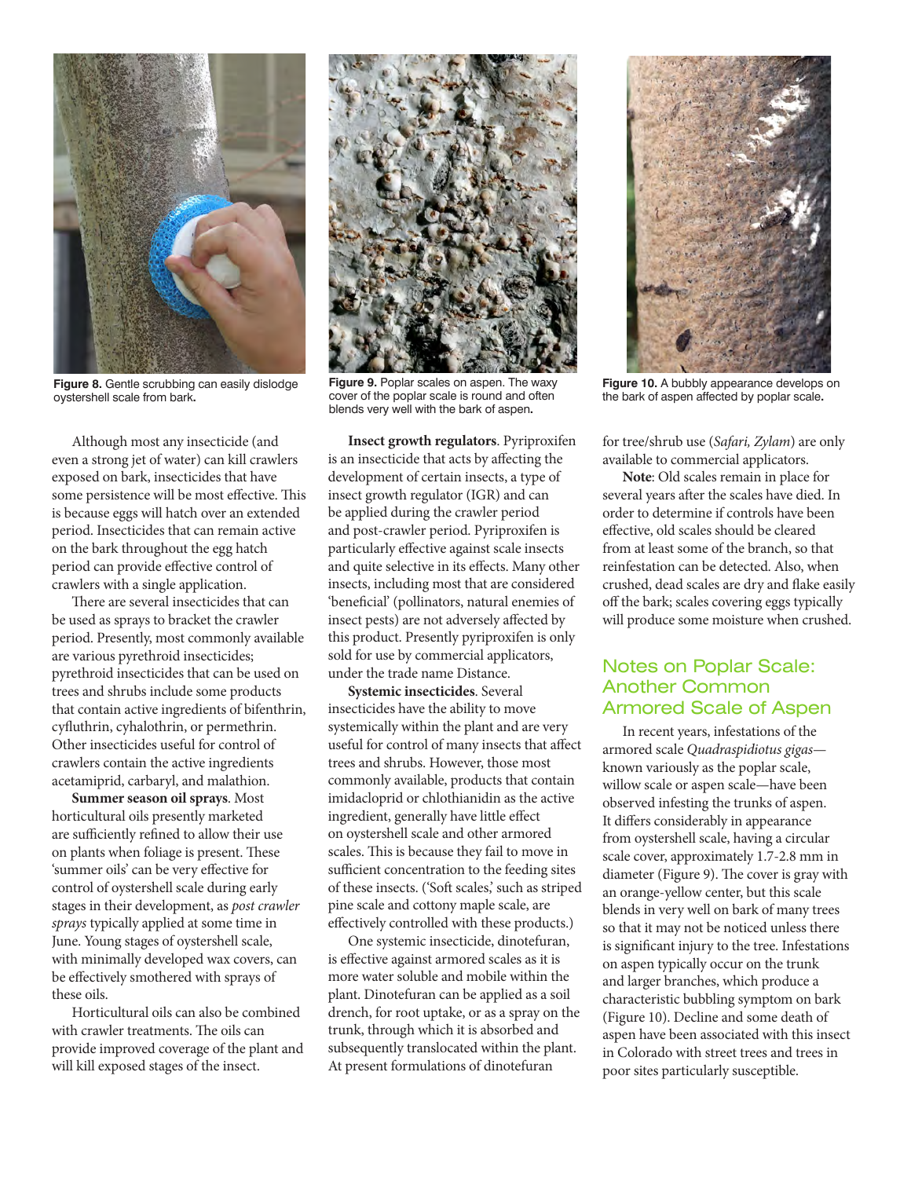**Figure 8.** Gentle scrubbing can easily dislodge oystershell scale from bark**.**

**Figure 9.** Poplar scales on aspen. The waxy cover of the poplar scale is round and often blends very well with the bark of aspen**.**

**Figure 10.** A bubbly appearance develops on the bark of aspen affected by poplar scale**.**

Although most any insecticide (and even a strong jet of water) can kill crawlers exposed on bark, insecticides that have some persistence will be most effective. This is because eggs will hatch over an extended period. Insecticides that can remain active on the bark throughout the egg hatch period can provide effective control of crawlers with a single application.

There are several insecticides that can be used as sprays to bracket the crawler period. Presently, most commonly available are various pyrethroid insecticides; pyrethroid insecticides that can be used on trees and shrubs include some products that contain active ingredients of bifenthrin, cyfluthrin, cyhalothrin, or permethrin. Other insecticides useful for control of crawlers contain the active ingredients acetamiprid, carbaryl, and malathion.

**Summer season oil sprays**. Most horticultural oils presently marketed are sufficiently refined to allow their use on plants when foliage is present. These 'summer oils' can be very effective for control of oystershell scale during early stages in their development, as *post crawler sprays* typically applied at some time in June. Young stages of oystershell scale, with minimally developed wax covers, can be effectively smothered with sprays of these oils.

Horticultural oils can also be combined with crawler treatments. The oils can provide improved coverage of the plant and will kill exposed stages of the insect.

**Insect growth regulators**. Pyriproxifen is an insecticide that acts by affecting the development of certain insects, a type of insect growth regulator (IGR) and can be applied during the crawler period and post-crawler period. Pyriproxifen is particularly effective against scale insects and quite selective in its effects. Many other insects, including most that are considered 'beneficial' (pollinators, natural enemies of insect pests) are not adversely affected by this product. Presently pyriproxifen is only sold for use by commercial applicators, under the trade name Distance.

**Systemic insecticides**. Several insecticides have the ability to move systemically within the plant and are very useful for control of many insects that affect trees and shrubs. However, those most commonly available, products that contain imidacloprid or chlothianidin as the active ingredient, generally have little effect on oystershell scale and other armored scales. This is because they fail to move in sufficient concentration to the feeding sites of these insects. ('Soft scales,' such as striped pine scale and cottony maple scale, are effectively controlled with these products.)

One systemic insecticide, dinotefuran, is effective against armored scales as it is more water soluble and mobile within the plant. Dinotefuran can be applied as a soil drench, for root uptake, or as a spray on the trunk, through which it is absorbed and subsequently translocated within the plant. At present formulations of dinotefuran for tree/shrub use (*Safari, Zylam*) are only available to commercial applicators.

**Note**: Old scales remain in place for several years after the scales have died. In order to determine if controls have been effective, old scales should be cleared from at least some of the branch, so that reinfestation can be detected. Also, when crushed, dead scales are dry and flake easily off the bark; scales covering eggs typically will produce some moisture when crushed.

## Notes on Poplar Scale: Another Common Armored Scale of Aspen

In recent years, infestations of the armored scale *Quadraspidiotus gigas*—known variously as the poplar scale, willow scale or aspen scale—have been observed infesting the trunks of aspen. It differs considerably in appearance from oystershell scale, having a circular scale cover, approximately 1.7-2.8 mm in diameter (Figure 9). The cover is gray with an orange-yellow center, but this scale blends in very well on bark of many trees so that it may not be noticed unless there is significant injury to the tree. Infestations on aspen typically occur on the trunk and larger branches, which produce a characteristic bubbling symptom on bark (Figure 10). Decline and some death of aspen have been associated with this insect in Colorado with street trees and trees in poor sites particularly susceptible.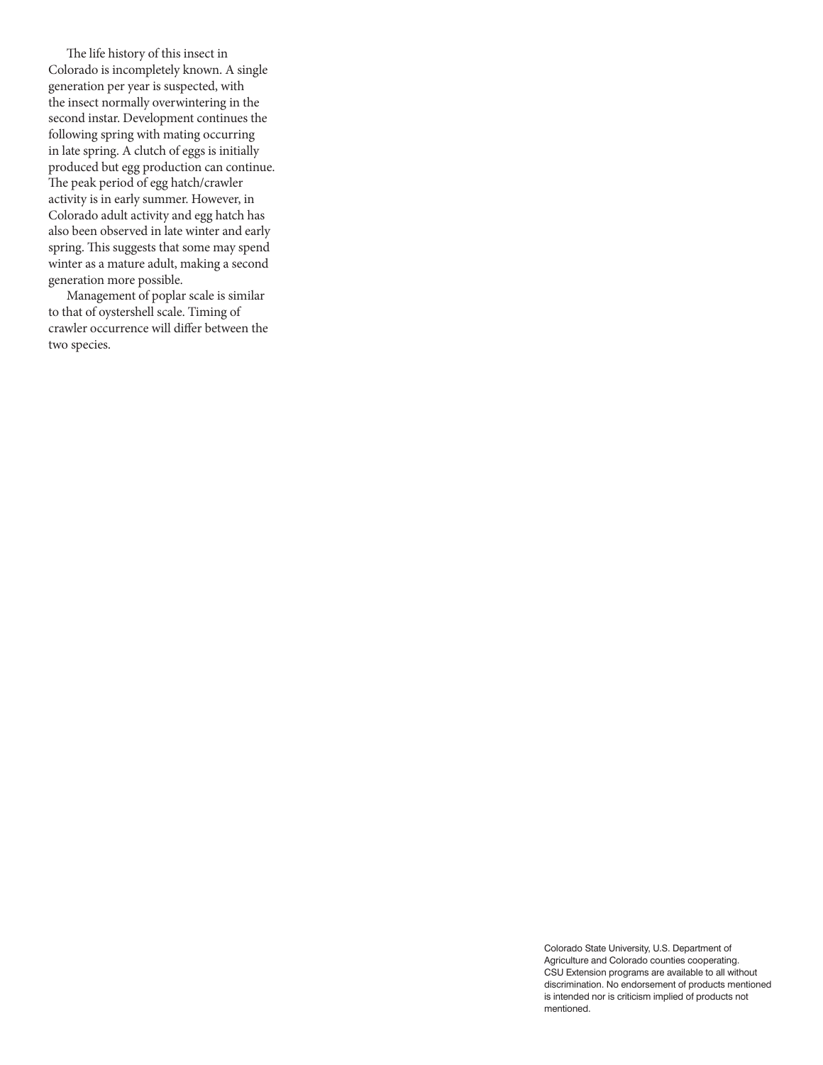The life history of this insect in Colorado is incompletely known. A single generation per year is suspected, with the insect normally overwintering in the second instar. Development continues the following spring with mating occurring in late spring. A clutch of eggs is initially produced but egg production can continue. The peak period of egg hatch/crawler activity is in early summer. However, in Colorado adult activity and egg hatch has also been observed in late winter and early spring. This suggests that some may spend winter as a mature adult, making a second generation more possible.

Management of poplar scale is similar to that of oystershell scale. Timing of crawler occurrence will differ between the two species.

Colorado State University, U.S. Department of Agriculture and Colorado counties cooperating. CSU Extension programs are available to all without discrimination. No endorsement of products mentioned is intended nor is criticism implied of products not mentioned.